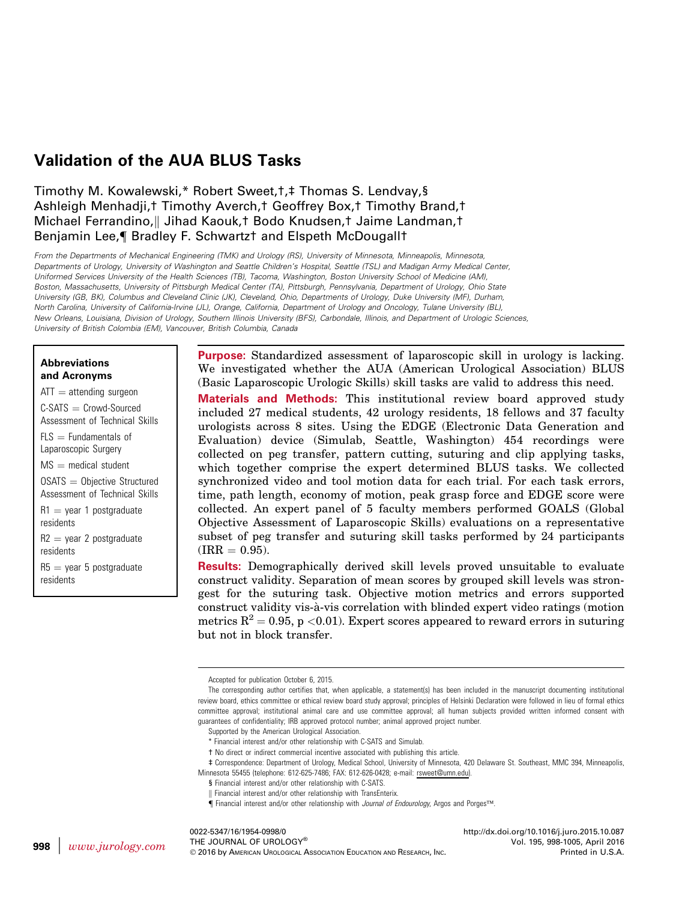# Validation of the AUA BLUS Tasks

Timothy M. Kowalewski,* Robert Sweet,†,‡ Thomas S. Lendvay,§ Ashleigh Menhadji,† Timothy Averch,† Geoffrey Box,† Timothy Brand,† Michael Ferrandino,‖ Jihad Kaouk,† Bodo Knudsen,† Jaime Landman,† Benjamin Lee,¶ Bradley F. Schwartz† and Elspeth McDougall†

*From the Departments of Mechanical Engineering (TMK) and Urology (RS), University of Minnesota, Minneapolis, Minnesota, Departments of Urology, University of Washington and Seattle Children's Hospital, Seattle (TSL) and Madigan Army Medical Center, Uniformed Services University of the Health Sciences (TB), Tacoma, Washington, Boston University School of Medicine (AM), Boston, Massachusetts, University of Pittsburgh Medical Center (TA), Pittsburgh, Pennsylvania, Department of Urology, Ohio State University (GB, BK), Columbus and Cleveland Clinic (JK), Cleveland, Ohio, Departments of Urology, Duke University (MF), Durham, North Carolina, University of California-Irvine (JL), Orange, California, Department of Urology and Oncology, Tulane University (BL), New Orleans, Louisiana, Division of Urology, Southern Illinois University (BFS), Carbondale, Illinois, and Department of Urologic Sciences, University of British Colombia (EM), Vancouver, British Columbia, Canada*

**Abbreviations and Acronyms**

ATT = attending surgeon

C-SATS = Crowd-Sourced Assessment of Technical Skills

FLS = Fundamentals of Laparoscopic Surgery

MS = medical student

OSATS = Objective Structured Assessment of Technical Skills

R1 = year 1 postgraduate residents

R2 = year 2 postgraduate residents

R5 = year 5 postgraduate residents

**Purpose:** Standardized assessment of laparoscopic skill in urology is lacking. We investigated whether the AUA (American Urological Association) BLUS (Basic Laparoscopic Urologic Skills) skill tasks are valid to address this need.

**Materials and Methods:** This institutional review board approved study included 27 medical students, 42 urology residents, 18 fellows and 37 faculty urologists across 8 sites. Using the EDGE (Electronic Data Generation and Evaluation) device (Simulab, Seattle, Washington) 454 recordings were collected on peg transfer, pattern cutting, suturing and clip applying tasks, which together comprise the expert determined BLUS tasks. We collected synchronized video and tool motion data for each trial. For each task errors, time, path length, economy of motion, peak grasp force and EDGE score were collected. An expert panel of 5 faculty members performed GOALS (Global Objective Assessment of Laparoscopic Skills) evaluations on a representative subset of peg transfer and suturing skill tasks performed by 24 participants (IRR = 0.95).

**Results:** Demographically derived skill levels proved unsuitable to evaluate construct validity. Separation of mean scores by grouped skill levels was strongest for the suturing task. Objective motion metrics and errors supported construct validity vis-à-vis correlation with blinded expert video ratings (motion metrics $R^2 = 0.95$, $p < 0.01$). Expert scores appeared to reward errors in suturing but not in block transfer.

Accepted for publication October 6, 2015.

The corresponding author certifies that, when applicable, a statement(s) has been included in the manuscript documenting institutional review board, ethics committee or ethical review board study approval; principles of Helsinki Declaration were followed in lieu of formal ethics committee approval; institutional animal care and use committee approval; all human subjects provided written informed consent with guarantees of confidentiality; IRB approved protocol number; animal approved project number.

Supported by the American Urological Association.

\* Financial interest and/or other relationship with C-SATS and Simulab.

† No direct or indirect commercial incentive associated with publishing this article.

‡ Correspondence: Department of Urology, Medical School, University of Minnesota, 420 Delaware St. Southeast, MMC 394, Minneapolis, Minnesota 55455 (telephone: 612-625-7486; FAX: 612-626-0428; e-mail: rsweet@umn.edu).

§ Financial interest and/or other relationship with C-SATS.

‖ Financial interest and/or other relationship with TransEnterix.

¶ Financial interest and/or other relationship with *Journal of Endourology*, Argos and Porges™.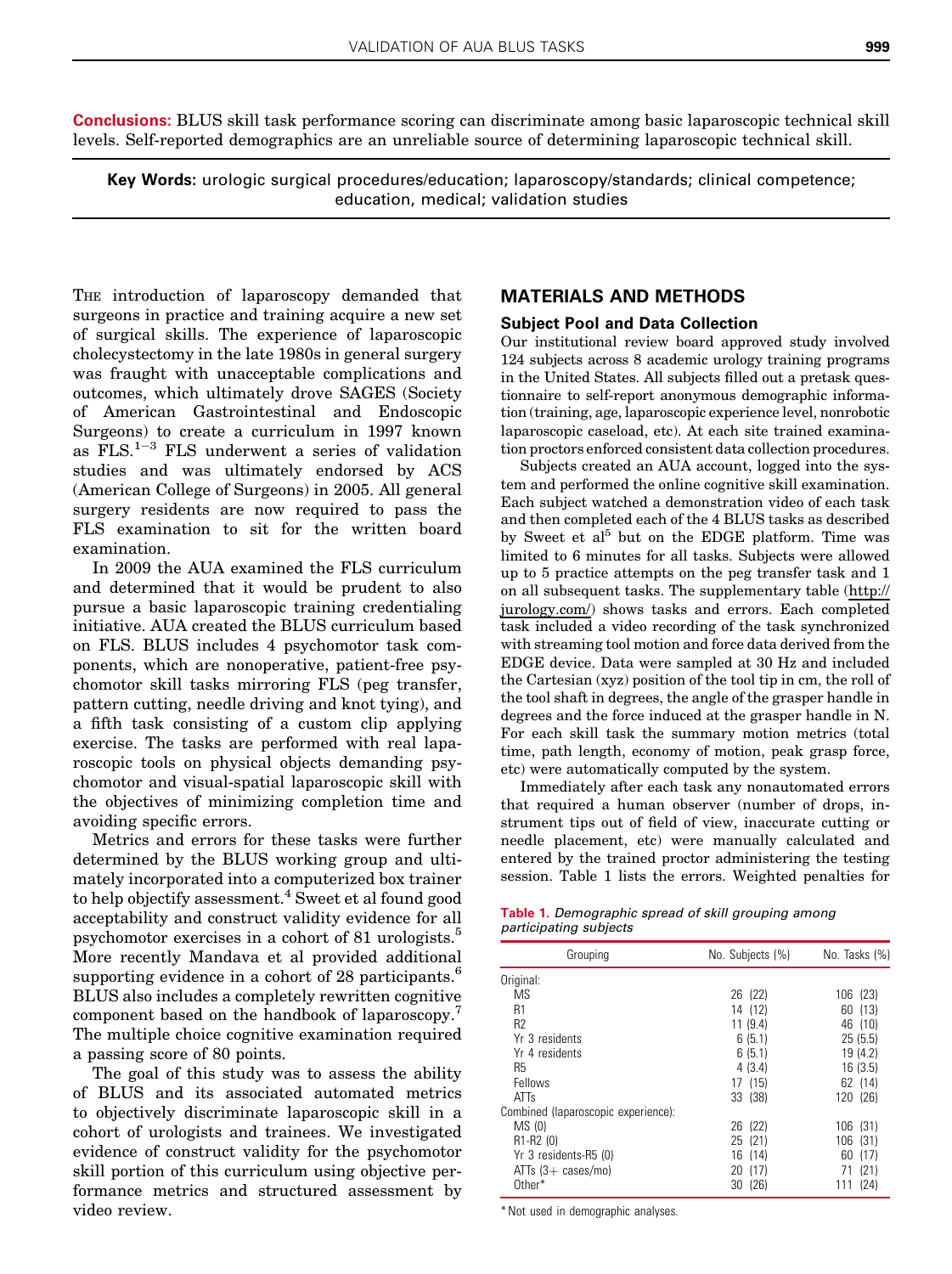**Conclusions:** BLUS skill task performance scoring can discriminate among basic laparoscopic technical skill levels. Self-reported demographics are an unreliable source of determining laparoscopic technical skill.

**Key Words:** urologic surgical procedures/education; laparoscopy/standards; clinical competence; education, medical; validation studies

THE introduction of laparoscopy demanded that surgeons in practice and training acquire a new set of surgical skills. The experience of laparoscopic cholecystectomy in the late 1980s in general surgery was fraught with unacceptable complications and outcomes, which ultimately drove SAGES (Society of American Gastrointestinal and Endoscopic Surgeons) to create a curriculum in 1997 known as FLS.[1–3] FLS underwent a series of validation studies and was ultimately endorsed by ACS (American College of Surgeons) in 2005. All general surgery residents are now required to pass the FLS examination to sit for the written board examination.

In 2009 the AUA examined the FLS curriculum and determined that it would be prudent to also pursue a basic laparoscopic training credentialing initiative. AUA created the BLUS curriculum based on FLS. BLUS includes 4 psychomotor task components, which are nonoperative, patient-free psychomotor skill tasks mirroring FLS (peg transfer, pattern cutting, needle driving and knot tying), and a fifth task consisting of a custom clip applying exercise. The tasks are performed with real laparoscopic tools on physical objects demanding psychomotor and visual-spatial laparoscopic skill with the objectives of minimizing completion time and avoiding specific errors.

Metrics and errors for these tasks were further determined by the BLUS working group and ultimately incorporated into a computerized box trainer to help objectify assessment.[4] Sweet et al found good acceptability and construct validity evidence for all psychomotor exercises in a cohort of 81 urologists.[5] More recently Mandava et al provided additional supporting evidence in a cohort of 28 participants.[6] BLUS also includes a completely rewritten cognitive component based on the handbook of laparoscopy.[7] The multiple choice cognitive examination required a passing score of 80 points.

The goal of this study was to assess the ability of BLUS and its associated automated metrics to objectively discriminate laparoscopic skill in a cohort of urologists and trainees. We investigated evidence of construct validity for the psychomotor skill portion of this curriculum using objective performance metrics and structured assessment by video review.

## MATERIALS AND METHODS

### Subject Pool and Data Collection

Our institutional review board approved study involved 124 subjects across 8 academic urology training programs in the United States. All subjects filled out a pretask questionnaire to self-report anonymous demographic information (training, age, laparoscopic experience level, nonrobotic laparoscopic caseload, etc). At each site trained examination proctors enforced consistent data collection procedures.

Subjects created an AUA account, logged into the system and performed the online cognitive skill examination. Each subject watched a demonstration video of each task and then completed each of the 4 BLUS tasks as described by Sweet et al[5] but on the EDGE platform. Time was limited to 6 minutes for all tasks. Subjects were allowed up to 5 practice attempts on the peg transfer task and 1 on all subsequent tasks. The supplementary table (http://jurology.com/) shows tasks and errors. Each completed task included a video recording of the task synchronized with streaming tool motion and force data derived from the EDGE device. Data were sampled at 30 Hz and included the Cartesian (xyz) position of the tool tip in cm, the roll of the tool shaft in degrees, the angle of the grasper handle in degrees and the force induced at the grasper handle in N. For each skill task the summary motion metrics (total time, path length, economy of motion, peak grasp force, etc) were automatically computed by the system.

Immediately after each task any nonautomated errors that required a human observer (number of drops, instrument tips out of field of view, inaccurate cutting or needle placement, etc) were manually calculated and entered by the trained proctor administering the testing session. Table 1 lists the errors. Weighted penalties for

**Table 1.** *Demographic spread of skill grouping among participating subjects*

| Grouping | No. Subjects (%) | No. Tasks (%) |
|---|---|---|
| Original: | | |
| MS | 26 (22) | 106 (23) |
| R1 | 14 (12) | 60 (13) |
| R2 | 11 (9.4) | 46 (10) |
| Yr 3 residents | 6 (5.1) | 25 (5.5) |
| Yr 4 residents | 6 (5.1) | 19 (4.2) |
| R5 | 4 (3.4) | 16 (3.5) |
| Fellows | 17 (15) | 62 (14) |
| ATTs | 33 (38) | 120 (26) |
| Combined (laparoscopic experience): | | |
| MS (0) | 26 (22) | 106 (31) |
| R1-R2 (0) | 25 (21) | 106 (31) |
| Yr 3 residents-R5 (0) | 16 (14) | 60 (17) |
| ATTs (3+ cases/mo) | 20 (17) | 71 (21) |
| Other* | 30 (26) | 111 (24) |

\* Not used in demographic analyses.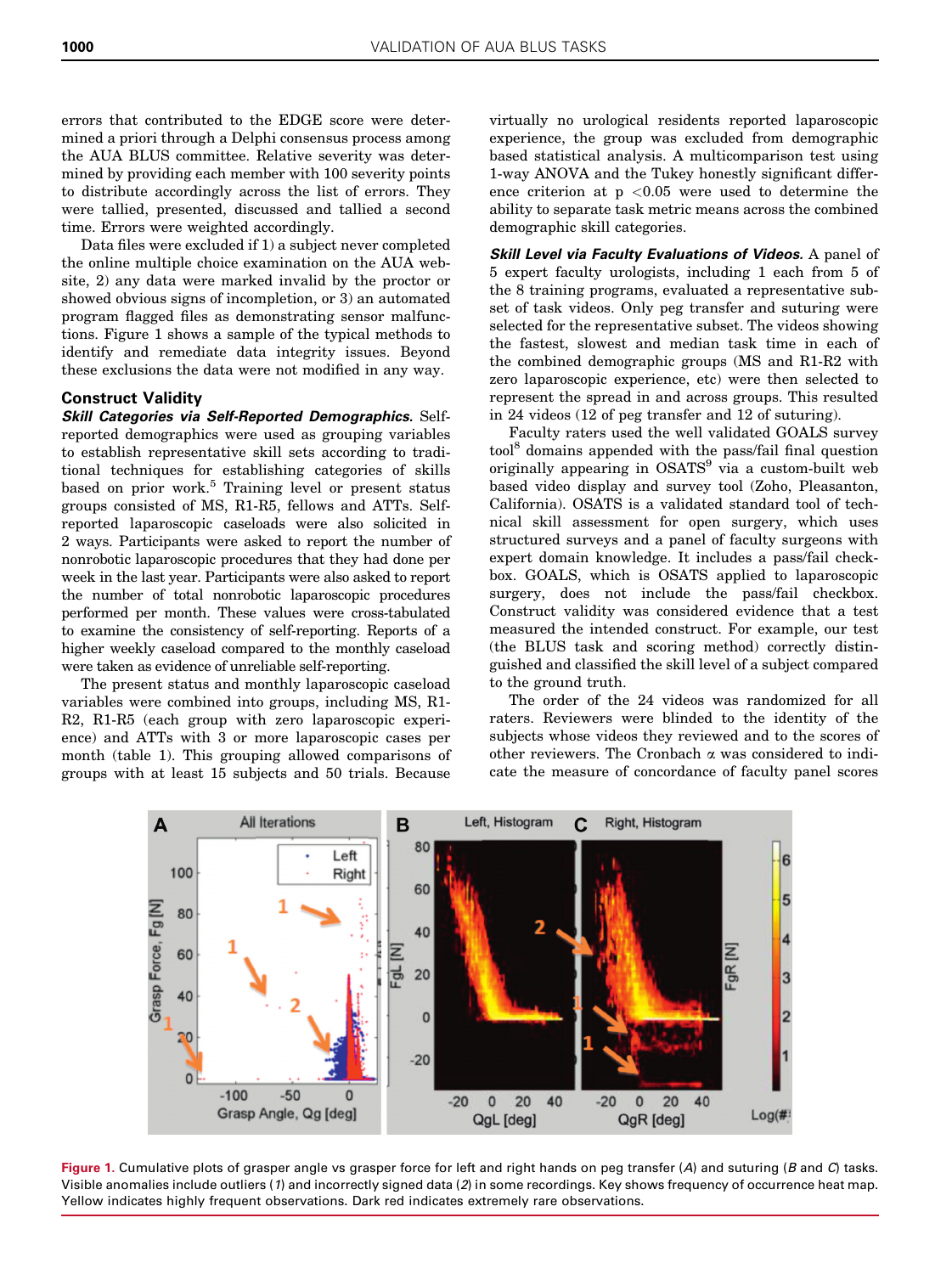errors that contributed to the EDGE score were determined a priori through a Delphi consensus process among the AUA BLUS committee. Relative severity was determined by providing each member with 100 severity points to distribute accordingly across the list of errors. They were tallied, presented, discussed and tallied a second time. Errors were weighted accordingly.

Data files were excluded if 1) a subject never completed the online multiple choice examination on the AUA website, 2) any data were marked invalid by the proctor or showed obvious signs of incompletion, or 3) an automated program flagged files as demonstrating sensor malfunctions. Figure 1 shows a sample of the typical methods to identify and remediate data integrity issues. Beyond these exclusions the data were not modified in any way.

## Construct Validity

***Skill Categories via Self-Reported Demographics.*** Self-reported demographics were used as grouping variables to establish representative skill sets according to traditional techniques for establishing categories of skills based on prior work.[5] Training level or present status groups consisted of MS, R1-R5, fellows and ATTs. Self-reported laparoscopic caseloads were also solicited in 2 ways. Participants were asked to report the number of nonrobotic laparoscopic procedures that they had done per week in the last year. Participants were also asked to report the number of total nonrobotic laparoscopic procedures performed per month. These values were cross-tabulated to examine the consistency of self-reporting. Reports of a higher weekly caseload compared to the monthly caseload were taken as evidence of unreliable self-reporting.

The present status and monthly laparoscopic caseload variables were combined into groups, including MS, R1-R2, R1-R5 (each group with zero laparoscopic experience) and ATTs with 3 or more laparoscopic cases per month (table 1). This grouping allowed comparisons of groups with at least 15 subjects and 50 trials. Because virtually no urological residents reported laparoscopic experience, the group was excluded from demographic based statistical analysis. A multicomparison test using 1-way ANOVA and the Tukey honestly significant difference criterion at $p < 0.05$ were used to determine the ability to separate task metric means across the combined demographic skill categories.

***Skill Level via Faculty Evaluations of Videos.*** A panel of 5 expert faculty urologists, including 1 each from 5 of the 8 training programs, evaluated a representative subset of task videos. Only peg transfer and suturing were selected for the representative subset. The videos showing the fastest, slowest and median task time in each of the combined demographic groups (MS and R1-R2 with zero laparoscopic experience, etc) were then selected to represent the spread in and across groups. This resulted in 24 videos (12 of peg transfer and 12 of suturing).

Faculty raters used the well validated GOALS survey tool[8] domains appended with the pass/fail final question originally appearing in OSATS[9] via a custom-built web based video display and survey tool (Zoho, Pleasanton, California). OSATS is a validated standard tool of technical skill assessment for open surgery, which uses structured surveys and a panel of faculty surgeons with expert domain knowledge. It includes a pass/fail checkbox. GOALS, which is OSATS applied to laparoscopic surgery, does not include the pass/fail checkbox. Construct validity was considered evidence that a test measured the intended construct. For example, our test (the BLUS task and scoring method) correctly distinguished and classified the skill level of a subject compared to the ground truth.

The order of the 24 videos was randomized for all raters. Reviewers were blinded to the identity of the subjects whose videos they reviewed and to the scores of other reviewers. The Cronbach $\alpha$ was considered to indicate the measure of concordance of faculty panel scores

Figure 1. Cumulative plots of grasper angle vs grasper force for left and right hands on peg transfer (*A*) and suturing (*B* and *C*) tasks. Visible anomalies include outliers (*1*) and incorrectly signed data (*2*) in some recordings. Key shows frequency of occurrence heat map. Yellow indicates highly frequent observations. Dark red indicates extremely rare observations.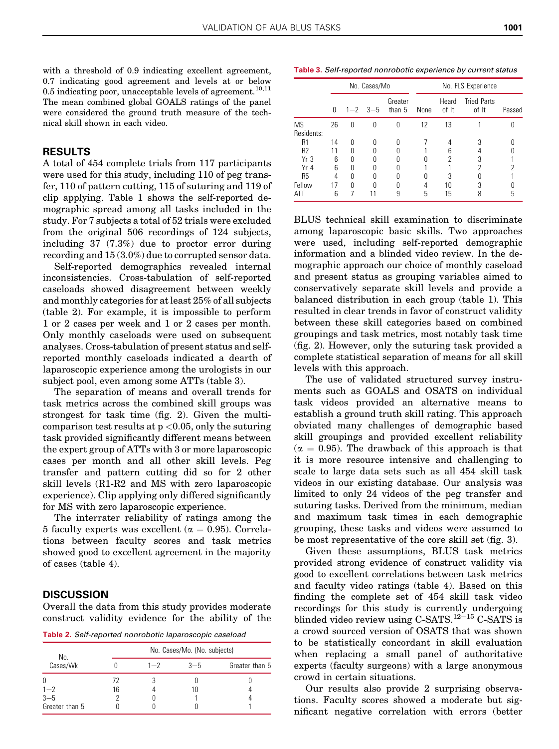with a threshold of 0.9 indicating excellent agreement, 0.7 indicating good agreement and levels at or below 0.5 indicating poor, unacceptable levels of agreement.[10,11] The mean combined global GOALS ratings of the panel were considered the ground truth measure of the technical skill shown in each video.

## RESULTS

A total of 454 complete trials from 117 participants were used for this study, including 110 of peg transfer, 110 of pattern cutting, 115 of suturing and 119 of clip applying. Table 1 shows the self-reported demographic spread among all tasks included in the study. For 7 subjects a total of 52 trials were excluded from the original 506 recordings of 124 subjects, including 37 (7.3%) due to proctor error during recording and 15 (3.0%) due to corrupted sensor data.

Self-reported demographics revealed internal inconsistencies. Cross-tabulation of self-reported caseloads showed disagreement between weekly and monthly categories for at least 25% of all subjects (table 2). For example, it is impossible to perform 1 or 2 cases per week and 1 or 2 cases per month. Only monthly caseloads were used on subsequent analyses. Cross-tabulation of present status and self-reported monthly caseloads indicated a dearth of laparoscopic experience among the urologists in our subject pool, even among some ATTs (table 3).

The separation of means and overall trends for task metrics across the combined skill groups was strongest for task time (fig. 2). Given the multicomparison test results at $p < 0.05$, only the suturing task provided significantly different means between the expert group of ATTs with 3 or more laparoscopic cases per month and all other skill levels. Peg transfer and pattern cutting did so for 2 other skill levels (R1-R2 and MS with zero laparoscopic experience). Clip applying only differed significantly for MS with zero laparoscopic experience.

The interrater reliability of ratings among the 5 faculty experts was excellent ($\alpha = 0.95$). Correlations between faculty scores and task metrics showed good to excellent agreement in the majority of cases (table 4).

## DISCUSSION

Overall the data from this study provides moderate construct validity evidence for the ability of the BLUS technical skill examination to discriminate among laparoscopic basic skills. Two approaches were used, including self-reported demographic information and a blinded video review. In the demographic approach our choice of monthly caseload and present status as grouping variables aimed to conservatively separate skill levels and provide a balanced distribution in each group (table 1). This resulted in clear trends in favor of construct validity between these skill categories based on combined groupings and task metrics, most notably task time (fig. 2). However, only the suturing task provided a complete statistical separation of means for all skill levels with this approach.

The use of validated structured survey instruments such as GOALS and OSATS on individual task videos provided an alternative means to establish a ground truth skill rating. This approach obviated many challenges of demographic based skill groupings and provided excellent reliability ($\alpha = 0.95$). The drawback of this approach is that it is more resource intensive and challenging to scale to large data sets such as all 454 skill task videos in our existing database. Our analysis was limited to only 24 videos of the peg transfer and suturing tasks. Derived from the minimum, median and maximum task times in each demographic grouping, these tasks and videos were assumed to be most representative of the core skill set (fig. 3).

Given these assumptions, BLUS task metrics provided strong evidence of construct validity via good to excellent correlations between task metrics and faculty video ratings (table 4). Based on this finding the complete set of 454 skill task video recordings for this study is currently undergoing blinded video review using C-SATS.[12–15] C-SATS is a crowd sourced version of OSATS that was shown to be statistically concordant in skill evaluation when replacing a small panel of authoritative experts (faculty surgeons) with a large anonymous crowd in certain situations.

Our results also provide 2 surprising observations. Faculty scores showed a moderate but significant negative correlation with errors (better

*Table 2. Self-reported nonrobotic laparoscopic caseload*

| No. Cases/Wk | No. Cases/Mo. (No. subjects) | | | |
|---|---|---|---|---|
| | 0 | 1–2 | 3–5 | Greater than 5 |
| 0 | 72 | 3 | 0 | 0 |
| 1–2 | 16 | 4 | 10 | 4 |
| 3–5 | 2 | 0 | 1 | 4 |
| Greater than 5 | 0 | 0 | 0 | 1 |

*Table 3. Self-reported nonrobotic experience by current status*

| | No. Cases/Mo | | | | No. FLS Experience | | | |
|---|---|---|---|---|---|---|---|---|
| | 0 | 1–2 | 3–5 | Greater than 5 | None | Heard of It | Tried Parts of It | Passed |
| MS | 26 | 0 | 0 | 0 | 12 | 13 | 1 | 0 |
| Residents: | | | | | | | | |
| R1 | 14 | 0 | 0 | 0 | 7 | 4 | 3 | 0 |
| R2 | 11 | 0 | 0 | 0 | 1 | 6 | 4 | 0 |
| Yr 3 | 6 | 0 | 0 | 0 | 0 | 2 | 3 | 1 |
| Yr 4 | 6 | 0 | 0 | 0 | 1 | 1 | 2 | 2 |
| R5 | 4 | 0 | 0 | 0 | 0 | 3 | 0 | 1 |
| Fellow | 17 | 0 | 0 | 0 | 4 | 10 | 3 | 0 |
| ATT | 6 | 7 | 11 | 9 | 5 | 15 | 8 | 5 |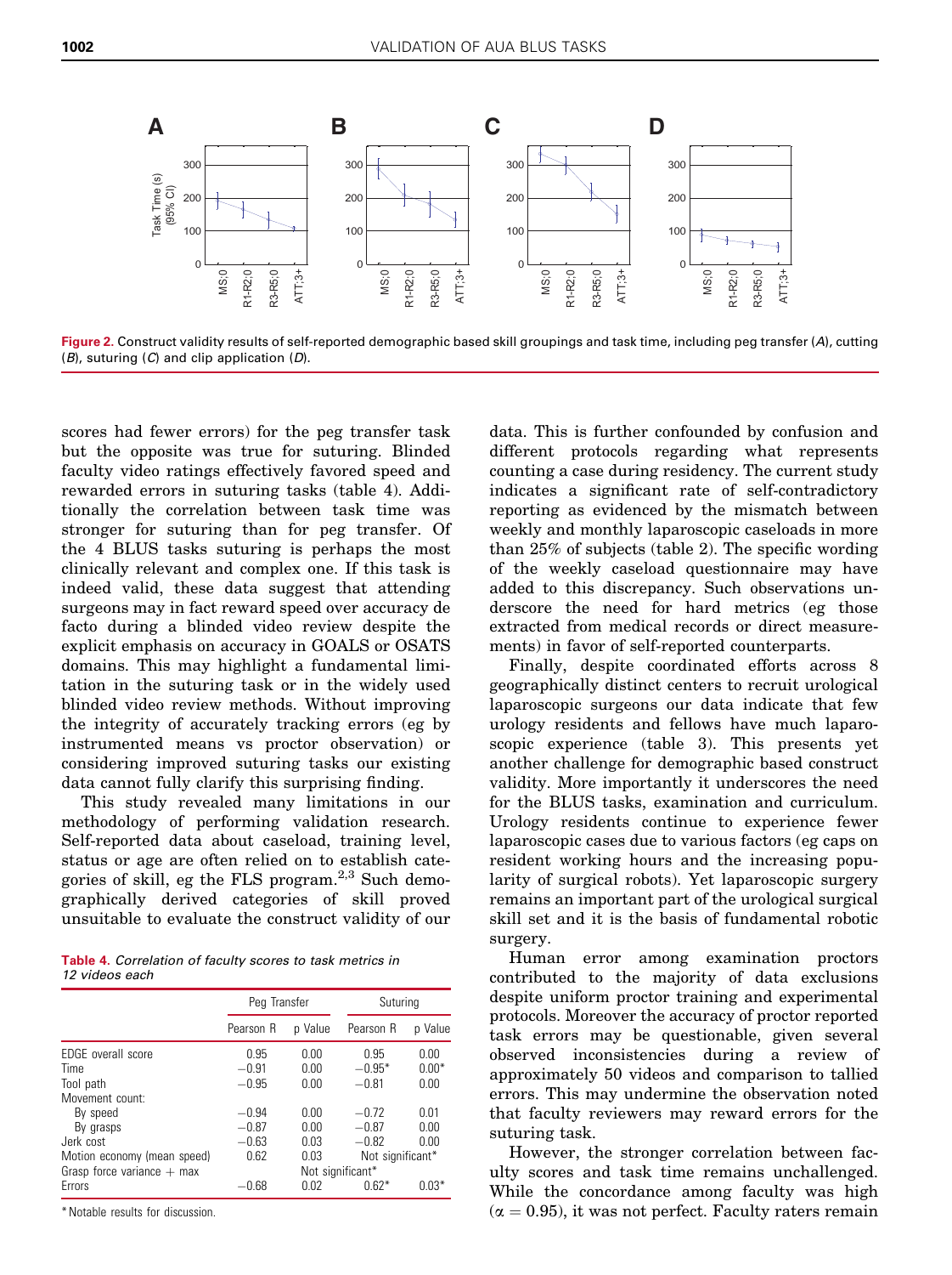Figure 2. Construct validity results of self-reported demographic based skill groupings and task time, including peg transfer (*A*), cutting (*B*), suturing (*C*) and clip application (*D*).

scores had fewer errors) for the peg transfer task but the opposite was true for suturing. Blinded faculty video ratings effectively favored speed and rewarded errors in suturing tasks (table 4). Additionally the correlation between task time was stronger for suturing than for peg transfer. Of the 4 BLUS tasks suturing is perhaps the most clinically relevant and complex one. If this task is indeed valid, these data suggest that attending surgeons may in fact reward speed over accuracy de facto during a blinded video review despite the explicit emphasis on accuracy in GOALS or OSATS domains. This may highlight a fundamental limitation in the suturing task or in the widely used blinded video review methods. Without improving the integrity of accurately tracking errors (eg by instrumented means vs proctor observation) or considering improved suturing tasks our existing data cannot fully clarify this surprising finding.

This study revealed many limitations in our methodology of performing validation research. Self-reported data about caseload, training level, status or age are often relied on to establish categories of skill, eg the FLS program.[2,3] Such demographically derived categories of skill proved unsuitable to evaluate the construct validity of our data. This is further confounded by confusion and different protocols regarding what represents counting a case during residency. The current study indicates a significant rate of self-contradictory reporting as evidenced by the mismatch between weekly and monthly laparoscopic caseloads in more than 25% of subjects (table 2). The specific wording of the weekly caseload questionnaire may have added to this discrepancy. Such observations underscore the need for hard metrics (eg those extracted from medical records or direct measurements) in favor of self-reported counterparts.

Finally, despite coordinated efforts across 8 geographically distinct centers to recruit urological laparoscopic surgeons our data indicate that few urology residents and fellows have much laparoscopic experience (table 3). This presents yet another challenge for demographic based construct validity. More importantly it underscores the need for the BLUS tasks, examination and curriculum. Urology residents continue to experience fewer laparoscopic cases due to various factors (eg caps on resident working hours and the increasing popularity of surgical robots). Yet laparoscopic surgery remains an important part of the urological surgical skill set and it is the basis of fundamental robotic surgery.

Human error among examination proctors contributed to the majority of data exclusions despite uniform proctor training and experimental protocols. Moreover the accuracy of proctor reported task errors may be questionable, given several observed inconsistencies during a review of approximately 50 videos and comparison to tallied errors. This may undermine the observation noted that faculty reviewers may reward errors for the suturing task.

However, the stronger correlation between faculty scores and task time remains unchallenged. While the concordance among faculty was high ($\alpha = 0.95$), it was not perfect. Faculty raters remain

**Table 4.** *Correlation of faculty scores to task metrics in 12 videos each*

| | Peg Transfer | | Suturing | |
|---|---|---|---|---|
| | Pearson R | p Value | Pearson R | p Value |
| EDGE overall score | 0.95 | 0.00 | 0.95 | 0.00 |
| Time | −0.91 | 0.00 | −0.95* | 0.00* |
| Tool path | −0.95 | 0.00 | −0.81 | 0.00 |
| Movement count: | | | | |
| By speed | −0.94 | 0.00 | −0.72 | 0.01 |
| By grasps | −0.87 | 0.00 | −0.87 | 0.00 |
| Jerk cost | −0.63 | 0.03 | −0.82 | 0.00 |
| Motion economy (mean speed) | 0.62 | 0.03 | Not significant* | |
| Grasp force variance + max | Not significant* | | | |
| Errors | −0.68 | 0.02 | 0.62* | 0.03* |

\* Notable results for discussion.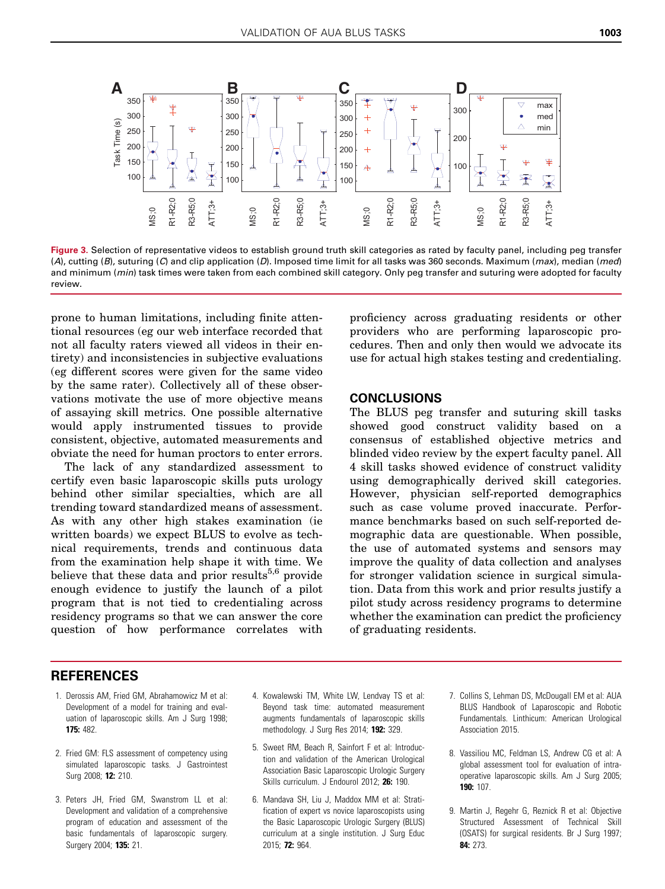Figure 3. Selection of representative videos to establish ground truth skill categories as rated by faculty panel, including peg transfer (*A*), cutting (*B*), suturing (*C*) and clip application (*D*). Imposed time limit for all tasks was 360 seconds. Maximum (*max*), median (*med*) and minimum (*min*) task times were taken from each combined skill category. Only peg transfer and suturing were adopted for faculty review.

prone to human limitations, including finite attentional resources (eg our web interface recorded that not all faculty raters viewed all videos in their entirety) and inconsistencies in subjective evaluations (eg different scores were given for the same video by the same rater). Collectively all of these observations motivate the use of more objective means of assaying skill metrics. One possible alternative would apply instrumented tissues to provide consistent, objective, automated measurements and obviate the need for human proctors to enter errors.

The lack of any standardized assessment to certify even basic laparoscopic skills puts urology behind other similar specialties, which are all trending toward standardized means of assessment. As with any other high stakes examination (ie written boards) we expect BLUS to evolve as technical requirements, trends and continuous data from the examination help shape it with time. We believe that these data and prior results[5,6] provide enough evidence to justify the launch of a pilot program that is not tied to credentialing across residency programs so that we can answer the core question of how performance correlates with proficiency across graduating residents or other providers who are performing laparoscopic procedures. Then and only then would we advocate its use for actual high stakes testing and credentialing.

## CONCLUSIONS

The BLUS peg transfer and suturing skill tasks showed good construct validity based on a consensus of established objective metrics and blinded video review by the expert faculty panel. All 4 skill tasks showed evidence of construct validity using demographically derived skill categories. However, physician self-reported demographics such as case volume proved inaccurate. Performance benchmarks based on such self-reported demographic data are questionable. When possible, the use of automated systems and sensors may improve the quality of data collection and analyses for stronger validation science in surgical simulation. Data from this work and prior results justify a pilot study across residency programs to determine whether the examination can predict the proficiency of graduating residents.

## REFERENCES

1. Derossis AM, Fried GM, Abrahamowicz M et al: Development of a model for training and evaluation of laparoscopic skills. Am J Surg 1998; **175:** 482.
2. Fried GM: FLS assessment of competency using simulated laparoscopic tasks. J Gastrointest Surg 2008; **12:** 210.
3. Peters JH, Fried GM, Swanstrom LL et al: Development and validation of a comprehensive program of education and assessment of the basic fundamentals of laparoscopic surgery. Surgery 2004; **135:** 21.
4. Kowalewski TM, White LW, Lendvay TS et al: Beyond task time: automated measurement augments fundamentals of laparoscopic skills methodology. J Surg Res 2014; **192:** 329.
5. Sweet RM, Beach R, Sainfort F et al: Introduction and validation of the American Urological Association Basic Laparoscopic Urologic Surgery Skills curriculum. J Endourol 2012; **26:** 190.
6. Mandava SH, Liu J, Maddox MM et al: Stratification of expert vs novice laparoscopists using the Basic Laparoscopic Urologic Surgery (BLUS) curriculum at a single institution. J Surg Educ 2015; **72:** 964.
7. Collins S, Lehman DS, McDougall EM et al: AUA BLUS Handbook of Laparoscopic and Robotic Fundamentals. Linthicum: American Urological Association 2015.
8. Vassiliou MC, Feldman LS, Andrew CG et al: A global assessment tool for evaluation of intraoperative laparoscopic skills. Am J Surg 2005; **190:** 107.
9. Martin J, Regehr G, Reznick R et al: Objective Structured Assessment of Technical Skill (OSATS) for surgical residents. Br J Surg 1997; **84:** 273.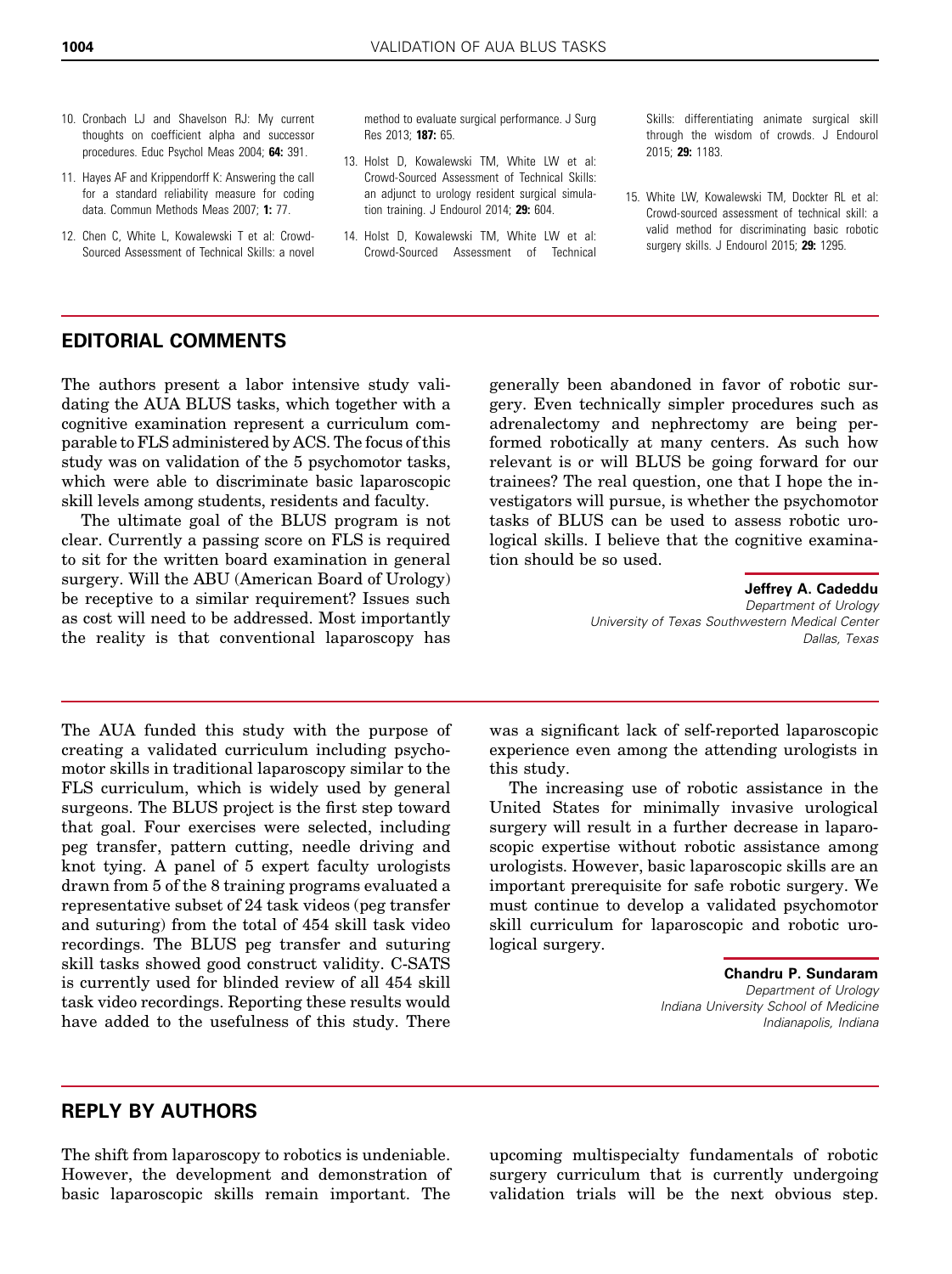10. Cronbach LJ and Shavelson RJ: My current thoughts on coefficient alpha and successor procedures. Educ Psychol Meas 2004; **64:** 391.
11. Hayes AF and Krippendorff K: Answering the call for a standard reliability measure for coding data. Commun Methods Meas 2007; **1:** 77.
12. Chen C, White L, Kowalewski T et al: Crowd-Sourced Assessment of Technical Skills: a novel method to evaluate surgical performance. J Surg Res 2013; **187:** 65.
13. Holst D, Kowalewski TM, White LW et al: Crowd-Sourced Assessment of Technical Skills: an adjunct to urology resident surgical simulation training. J Endourol 2014; **29:** 604.
14. Holst D, Kowalewski TM, White LW et al: Crowd-Sourced Assessment of Technical Skills: differentiating animate surgical skill through the wisdom of crowds. J Endourol 2015; **29:** 1183.
15. White LW, Kowalewski TM, Dockter RL et al: Crowd-sourced assessment of technical skill: a valid method for discriminating basic robotic surgery skills. J Endourol 2015; **29:** 1295.

## EDITORIAL COMMENTS

The authors present a labor intensive study validating the AUA BLUS tasks, which together with a cognitive examination represent a curriculum comparable to FLS administered by ACS. The focus of this study was on validation of the 5 psychomotor tasks, which were able to discriminate basic laparoscopic skill levels among students, residents and faculty.

The ultimate goal of the BLUS program is not clear. Currently a passing score on FLS is required to sit for the written board examination in general surgery. Will the ABU (American Board of Urology) be receptive to a similar requirement? Issues such as cost will need to be addressed. Most importantly the reality is that conventional laparoscopy has generally been abandoned in favor of robotic surgery. Even technically simpler procedures such as adrenalectomy and nephrectomy are being performed robotically at many centers. As such how relevant is or will BLUS be going forward for our trainees? The real question, one that I hope the investigators will pursue, is whether the psychomotor tasks of BLUS can be used to assess robotic urological skills. I believe that the cognitive examination should be so used.

**Jeffrey A. Cadeddu**
*Department of Urology*
*University of Texas Southwestern Medical Center*
*Dallas, Texas*

---

The AUA funded this study with the purpose of creating a validated curriculum including psychomotor skills in traditional laparoscopy similar to the FLS curriculum, which is widely used by general surgeons. The BLUS project is the first step toward that goal. Four exercises were selected, including peg transfer, pattern cutting, needle driving and knot tying. A panel of 5 expert faculty urologists drawn from 5 of the 8 training programs evaluated a representative subset of 24 task videos (peg transfer and suturing) from the total of 454 skill task video recordings. The BLUS peg transfer and suturing skill tasks showed good construct validity. C-SATS is currently used for blinded review of all 454 skill task video recordings. Reporting these results would have added to the usefulness of this study. There was a significant lack of self-reported laparoscopic experience even among the attending urologists in this study.

The increasing use of robotic assistance in the United States for minimally invasive urological surgery will result in a further decrease in laparoscopic expertise without robotic assistance among urologists. However, basic laparoscopic skills are an important prerequisite for safe robotic surgery. We must continue to develop a validated psychomotor skill curriculum for laparoscopic and robotic urological surgery.

**Chandru P. Sundaram**
*Department of Urology*
*Indiana University School of Medicine*
*Indianapolis, Indiana*

## REPLY BY AUTHORS

The shift from laparoscopy to robotics is undeniable. However, the development and demonstration of basic laparoscopic skills remain important. The upcoming multispecialty fundamentals of robotic surgery curriculum that is currently undergoing validation trials will be the next obvious step.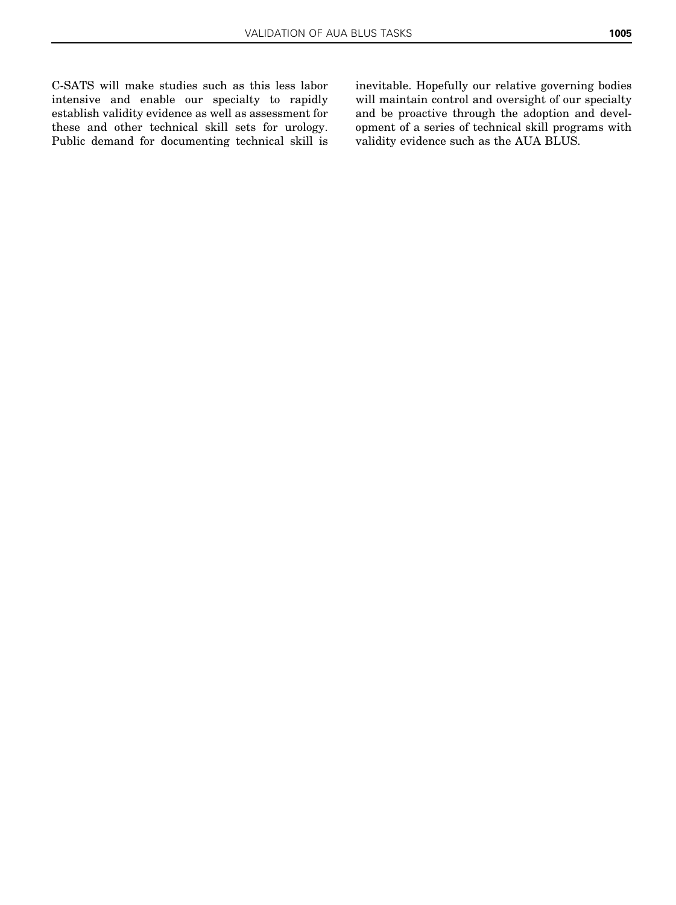C-SATS will make studies such as this less labor intensive and enable our specialty to rapidly establish validity evidence as well as assessment for these and other technical skill sets for urology. Public demand for documenting technical skill is inevitable. Hopefully our relative governing bodies will maintain control and oversight of our specialty and be proactive through the adoption and development of a series of technical skill programs with validity evidence such as the AUA BLUS.